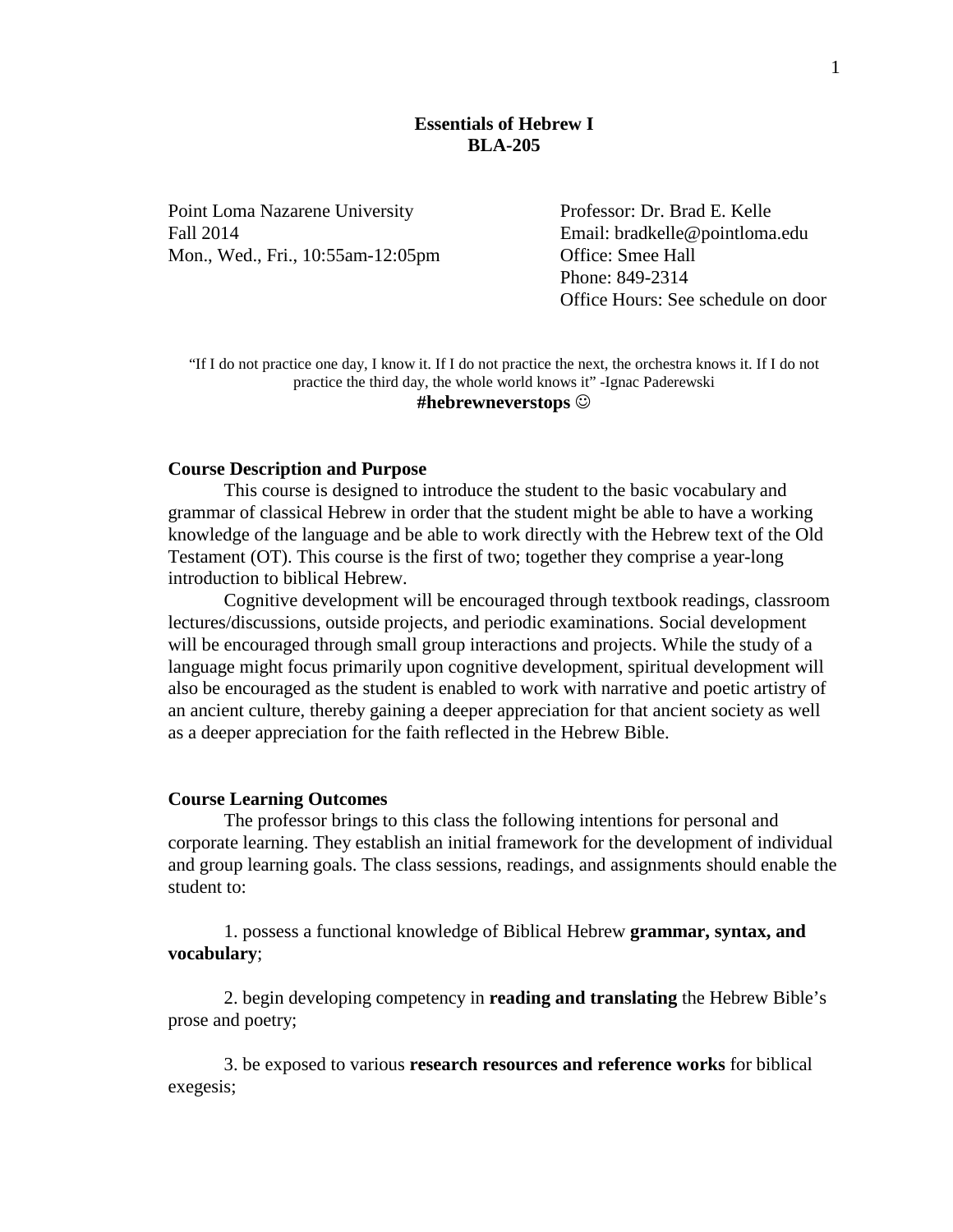# Essentials of Hebrew I
# BLA-205

Point Loma Nazarene University
Fall 2014
Mon., Wed., Fri., 10:55am-12:05pm

Professor: Dr. Brad E. Kelle
Email: bradkelle@pointloma.edu
Office: Smee Hall
Phone: 849-2314
Office Hours: See schedule on door

"If I do not practice one day, I know it. If I do not practice the next, the orchestra knows it. If I do not practice the third day, the whole world knows it" -Ignac Paderewski

**#hebrewneverstops** ☺

## Course Description and Purpose

This course is designed to introduce the student to the basic vocabulary and grammar of classical Hebrew in order that the student might be able to have a working knowledge of the language and be able to work directly with the Hebrew text of the Old Testament (OT). This course is the first of two; together they comprise a year-long introduction to biblical Hebrew.

Cognitive development will be encouraged through textbook readings, classroom lectures/discussions, outside projects, and periodic examinations. Social development will be encouraged through small group interactions and projects. While the study of a language might focus primarily upon cognitive development, spiritual development will also be encouraged as the student is enabled to work with narrative and poetic artistry of an ancient culture, thereby gaining a deeper appreciation for that ancient society as well as a deeper appreciation for the faith reflected in the Hebrew Bible.

## Course Learning Outcomes

The professor brings to this class the following intentions for personal and corporate learning. They establish an initial framework for the development of individual and group learning goals. The class sessions, readings, and assignments should enable the student to:

1. possess a functional knowledge of Biblical Hebrew **grammar, syntax, and vocabulary**;

2. begin developing competency in **reading and translating** the Hebrew Bible's prose and poetry;

3. be exposed to various **research resources and reference works** for biblical exegesis;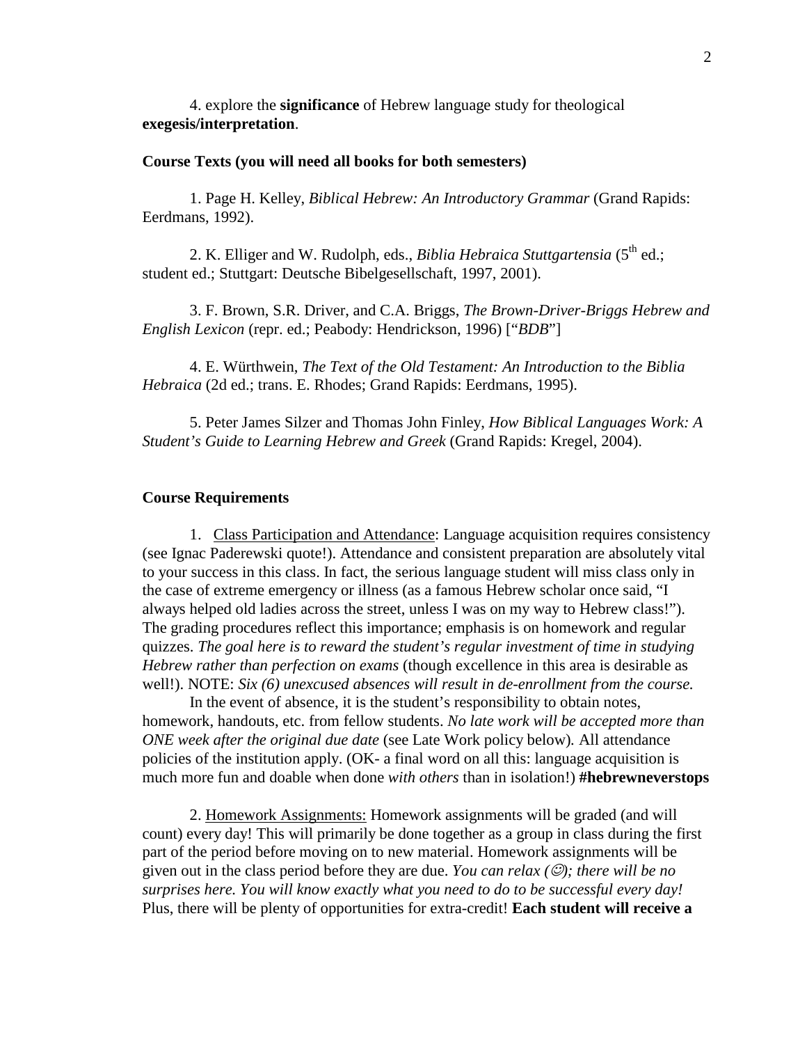4. explore the **significance** of Hebrew language study for theological **exegesis/interpretation**.

**Course Texts (you will need all books for both semesters)**

1. Page H. Kelley, *Biblical Hebrew: An Introductory Grammar* (Grand Rapids: Eerdmans, 1992).

2. K. Elliger and W. Rudolph, eds., *Biblia Hebraica Stuttgartensia* (5th ed.; student ed.; Stuttgart: Deutsche Bibelgesellschaft, 1997, 2001).

3. F. Brown, S.R. Driver, and C.A. Briggs, *The Brown-Driver-Briggs Hebrew and English Lexicon* (repr. ed.; Peabody: Hendrickson, 1996) ["*BDB*"]

4. E. Würthwein, *The Text of the Old Testament: An Introduction to the Biblia Hebraica* (2d ed.; trans. E. Rhodes; Grand Rapids: Eerdmans, 1995).

5. Peter James Silzer and Thomas John Finley, *How Biblical Languages Work: A Student's Guide to Learning Hebrew and Greek* (Grand Rapids: Kregel, 2004).

**Course Requirements**

1. Class Participation and Attendance: Language acquisition requires consistency (see Ignac Paderewski quote!). Attendance and consistent preparation are absolutely vital to your success in this class. In fact, the serious language student will miss class only in the case of extreme emergency or illness (as a famous Hebrew scholar once said, "I always helped old ladies across the street, unless I was on my way to Hebrew class!"). The grading procedures reflect this importance; emphasis is on homework and regular quizzes. *The goal here is to reward the student's regular investment of time in studying Hebrew rather than perfection on exams* (though excellence in this area is desirable as well!). NOTE: *Six (6) unexcused absences will result in de-enrollment from the course.*

In the event of absence, it is the student's responsibility to obtain notes, homework, handouts, etc. from fellow students. *No late work will be accepted more than ONE week after the original due date* (see Late Work policy below). All attendance policies of the institution apply. (OK- a final word on all this: language acquisition is much more fun and doable when done *with others* than in isolation!) **#hebrewneverstops**

2. Homework Assignments: Homework assignments will be graded (and will count) every day! This will primarily be done together as a group in class during the first part of the period before moving on to new material. Homework assignments will be given out in the class period before they are due. *You can relax (☺); there will be no surprises here. You will know exactly what you need to do to be successful every day!* Plus, there will be plenty of opportunities for extra-credit! **Each student will receive a**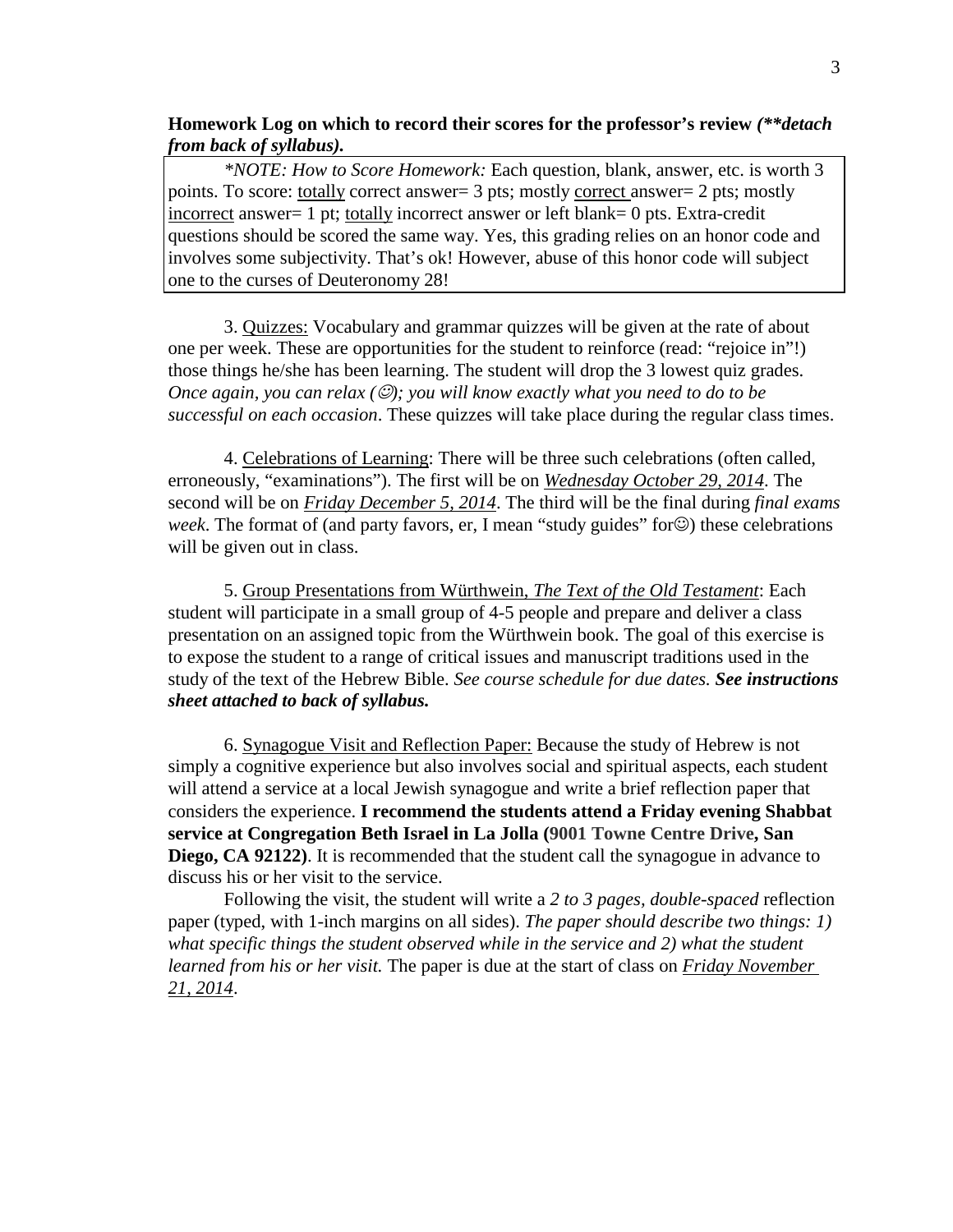**Homework Log on which to record their scores for the professor's review *(**detach from back of syllabus)*.**

> *\*NOTE: How to Score Homework:* Each question, blank, answer, etc. is worth 3 points. To score: <u>totally</u> correct answer= 3 pts; mostly <u>correct</u> answer= 2 pts; mostly <u>incorrect</u> answer= 1 pt; <u>totally</u> incorrect answer or left blank= 0 pts. Extra-credit questions should be scored the same way. Yes, this grading relies on an honor code and involves some subjectivity. That's ok! However, abuse of this honor code will subject one to the curses of Deuteronomy 28!

3. <u>Quizzes:</u> Vocabulary and grammar quizzes will be given at the rate of about one per week. These are opportunities for the student to reinforce (read: "rejoice in"!) those things he/she has been learning. The student will drop the 3 lowest quiz grades. *Once again, you can relax (☺); you will know exactly what you need to do to be successful on each occasion*. These quizzes will take place during the regular class times.

4. <u>Celebrations of Learning</u>: There will be three such celebrations (often called, erroneously, "examinations"). The first will be on <u>*Wednesday October 29, 2014*</u>. The second will be on <u>*Friday December 5, 2014*</u>. The third will be the final during *final exams week*. The format of (and party favors, er, I mean "study guides" for☺) these celebrations will be given out in class.

5. <u>Group Presentations from Würthwein, *The Text of the Old Testament*</u>: Each student will participate in a small group of 4-5 people and prepare and deliver a class presentation on an assigned topic from the Würthwein book. The goal of this exercise is to expose the student to a range of critical issues and manuscript traditions used in the study of the text of the Hebrew Bible. *See course schedule for due dates.* ***See instructions sheet attached to back of syllabus.***

6. <u>Synagogue Visit and Reflection Paper:</u> Because the study of Hebrew is not simply a cognitive experience but also involves social and spiritual aspects, each student will attend a service at a local Jewish synagogue and write a brief reflection paper that considers the experience. **I recommend the students attend a Friday evening Shabbat service at Congregation Beth Israel in La Jolla (9001 Towne Centre Drive, San Diego, CA 92122)**. It is recommended that the student call the synagogue in advance to discuss his or her visit to the service.

Following the visit, the student will write a *2 to 3 pages, double-spaced* reflection paper (typed, with 1-inch margins on all sides). *The paper should describe two things: 1) what specific things the student observed while in the service and 2) what the student learned from his or her visit.* The paper is due at the start of class on <u>*Friday November 21, 2014*</u>.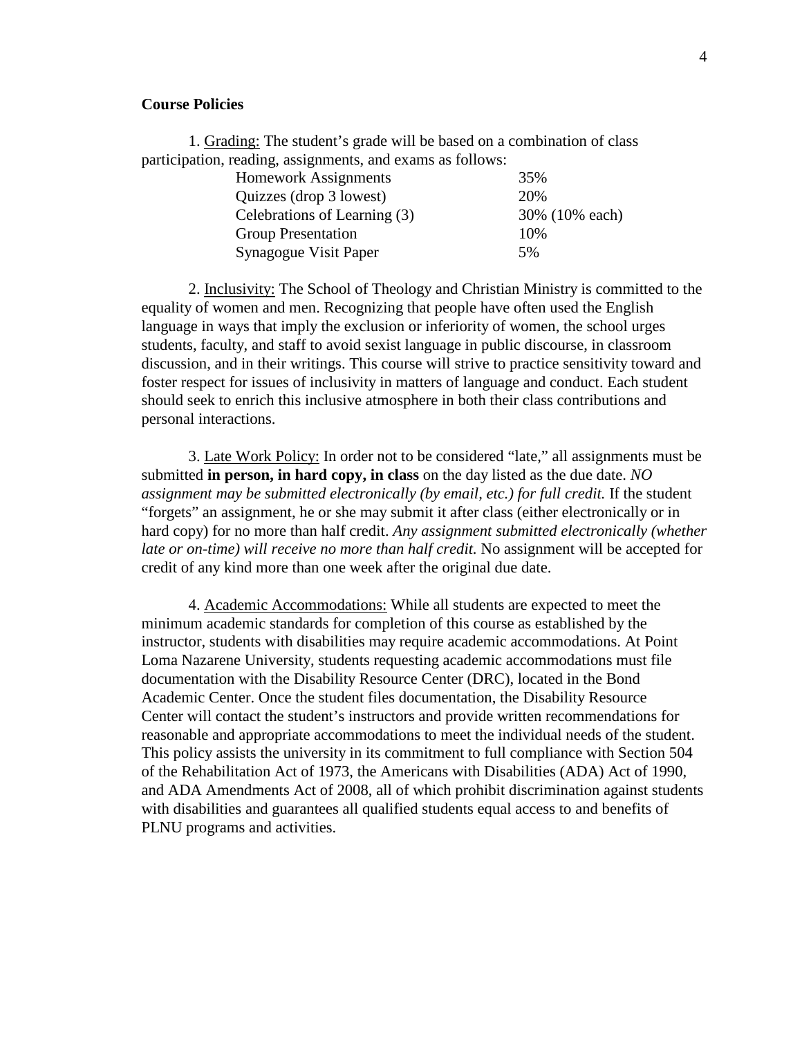**Course Policies**

1. Grading: The student's grade will be based on a combination of class participation, reading, assignments, and exams as follows:

| | |
|---|---|
| Homework Assignments | 35% |
| Quizzes (drop 3 lowest) | 20% |
| Celebrations of Learning (3) | 30% (10% each) |
| Group Presentation | 10% |
| Synagogue Visit Paper | 5% |

2. Inclusivity: The School of Theology and Christian Ministry is committed to the equality of women and men. Recognizing that people have often used the English language in ways that imply the exclusion or inferiority of women, the school urges students, faculty, and staff to avoid sexist language in public discourse, in classroom discussion, and in their writings. This course will strive to practice sensitivity toward and foster respect for issues of inclusivity in matters of language and conduct. Each student should seek to enrich this inclusive atmosphere in both their class contributions and personal interactions.

3. Late Work Policy: In order not to be considered "late," all assignments must be submitted **in person, in hard copy, in class** on the day listed as the due date. *NO assignment may be submitted electronically (by email, etc.) for full credit.* If the student "forgets" an assignment, he or she may submit it after class (either electronically or in hard copy) for no more than half credit. *Any assignment submitted electronically (whether late or on-time) will receive no more than half credit.* No assignment will be accepted for credit of any kind more than one week after the original due date.

4. Academic Accommodations: While all students are expected to meet the minimum academic standards for completion of this course as established by the instructor, students with disabilities may require academic accommodations. At Point Loma Nazarene University, students requesting academic accommodations must file documentation with the Disability Resource Center (DRC), located in the Bond Academic Center. Once the student files documentation, the Disability Resource Center will contact the student's instructors and provide written recommendations for reasonable and appropriate accommodations to meet the individual needs of the student. This policy assists the university in its commitment to full compliance with Section 504 of the Rehabilitation Act of 1973, the Americans with Disabilities (ADA) Act of 1990, and ADA Amendments Act of 2008, all of which prohibit discrimination against students with disabilities and guarantees all qualified students equal access to and benefits of PLNU programs and activities.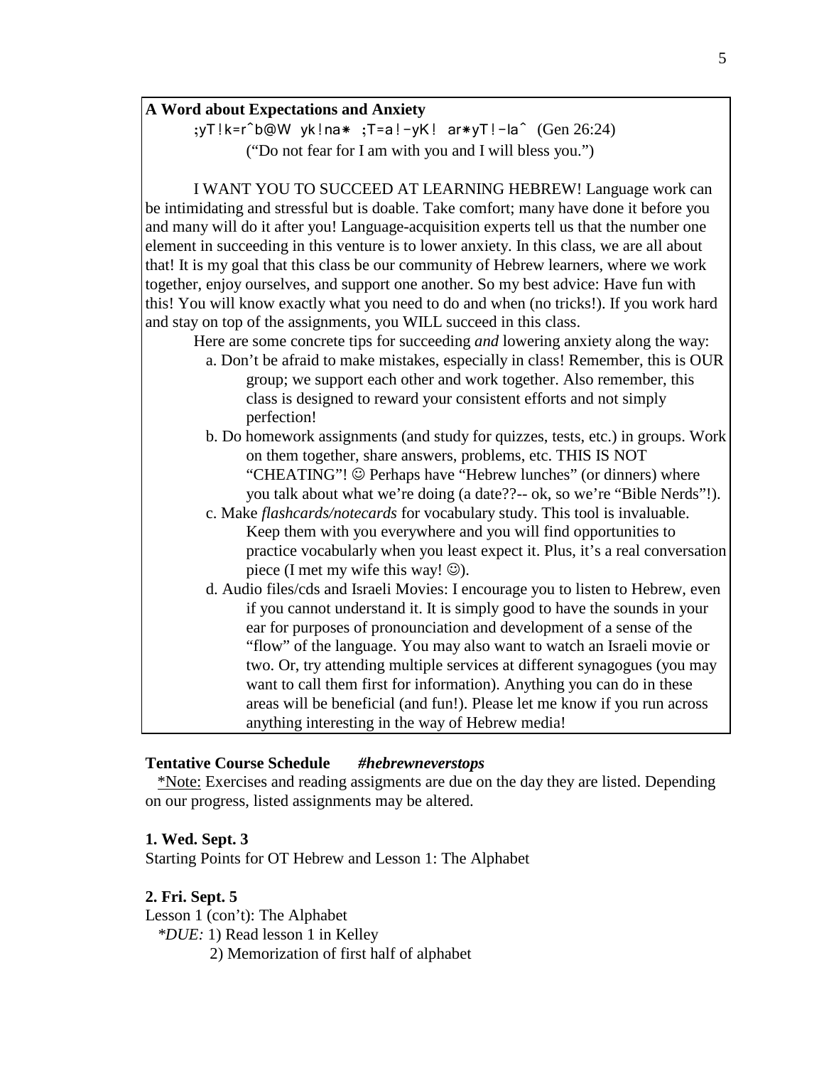**A Word about Expectations and Anxiety**

;yT!k=r^b@W yk!na* ;T=a!-yK! ar*yT!-la^ (Gen 26:24)

("Do not fear for I am with you and I will bless you.")

I WANT YOU TO SUCCEED AT LEARNING HEBREW! Language work can be intimidating and stressful but is doable. Take comfort; many have done it before you and many will do it after you! Language-acquisition experts tell us that the number one element in succeeding in this venture is to lower anxiety. In this class, we are all about that! It is my goal that this class be our community of Hebrew learners, where we work together, enjoy ourselves, and support one another. So my best advice: Have fun with this! You will know exactly what you need to do and when (no tricks!). If you work hard and stay on top of the assignments, you WILL succeed in this class.

Here are some concrete tips for succeeding *and* lowering anxiety along the way:

a. Don't be afraid to make mistakes, especially in class! Remember, this is OUR group; we support each other and work together. Also remember, this class is designed to reward your consistent efforts and not simply perfection!

b. Do homework assignments (and study for quizzes, tests, etc.) in groups. Work on them together, share answers, problems, etc. THIS IS NOT "CHEATING"! ☺ Perhaps have "Hebrew lunches" (or dinners) where you talk about what we're doing (a date??-- ok, so we're "Bible Nerds"!).

c. Make *flashcards/notecards* for vocabulary study. This tool is invaluable. Keep them with you everywhere and you will find opportunities to practice vocabularly when you least expect it. Plus, it's a real conversation piece (I met my wife this way! ☺).

d. Audio files/cds and Israeli Movies: I encourage you to listen to Hebrew, even if you cannot understand it. It is simply good to have the sounds in your ear for purposes of pronounciation and development of a sense of the "flow" of the language. You may also want to watch an Israeli movie or two. Or, try attending multiple services at different synagogues (you may want to call them first for information). Anything you can do in these areas will be beneficial (and fun!). Please let me know if you run across anything interesting in the way of Hebrew media!

**Tentative Course Schedule** ***#hebrewneverstops***

*Note: Exercises and reading assigments are due on the day they are listed. Depending on our progress, listed assignments may be altered.

**1. Wed. Sept. 3**

Starting Points for OT Hebrew and Lesson 1: The Alphabet

**2. Fri. Sept. 5**

Lesson 1 (con't): The Alphabet

*\*DUE:* 1) Read lesson 1 in Kelley

2) Memorization of first half of alphabet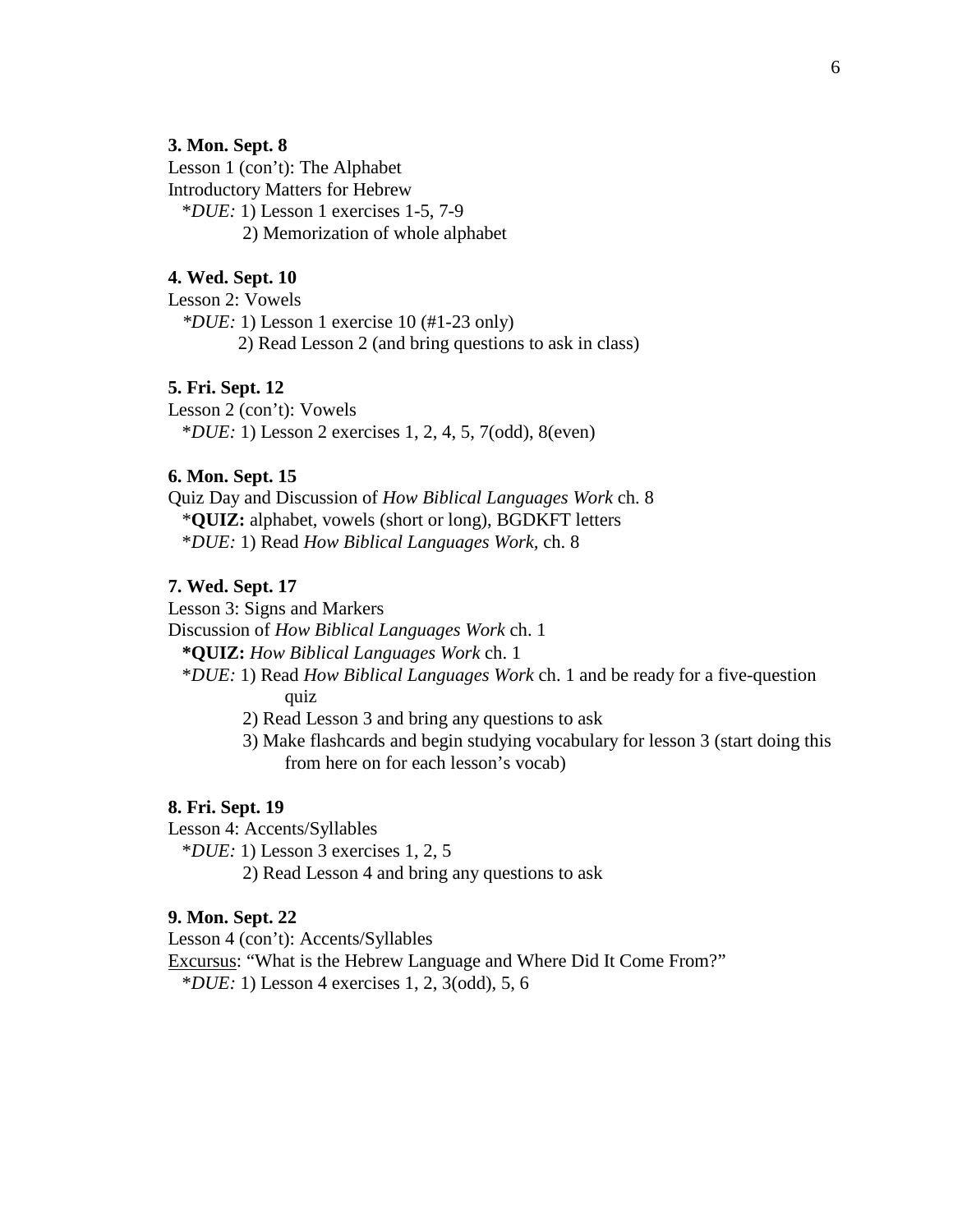**3. Mon. Sept. 8**

Lesson 1 (con't): The Alphabet

Introductory Matters for Hebrew

*DUE:* 1) Lesson 1 exercises 1-5, 7-9
2) Memorization of whole alphabet

**4. Wed. Sept. 10**

Lesson 2: Vowels

*DUE:* 1) Lesson 1 exercise 10 (#1-23 only)
2) Read Lesson 2 (and bring questions to ask in class)

**5. Fri. Sept. 12**

Lesson 2 (con't): Vowels

*DUE:* 1) Lesson 2 exercises 1, 2, 4, 5, 7(odd), 8(even)

**6. Mon. Sept. 15**

Quiz Day and Discussion of *How Biblical Languages Work* ch. 8

***QUIZ:*** alphabet, vowels (short or long), BGDKFT letters

*DUE:* 1) Read *How Biblical Languages Work*, ch. 8

**7. Wed. Sept. 17**

Lesson 3: Signs and Markers

Discussion of *How Biblical Languages Work* ch. 1

***QUIZ:*** *How Biblical Languages Work* ch. 1

*DUE:* 1) Read *How Biblical Languages Work* ch. 1 and be ready for a five-question quiz
2) Read Lesson 3 and bring any questions to ask
3) Make flashcards and begin studying vocabulary for lesson 3 (start doing this from here on for each lesson's vocab)

**8. Fri. Sept. 19**

Lesson 4: Accents/Syllables

*DUE:* 1) Lesson 3 exercises 1, 2, 5
2) Read Lesson 4 and bring any questions to ask

**9. Mon. Sept. 22**

Lesson 4 (con't): Accents/Syllables

<u>Excursus</u>: "What is the Hebrew Language and Where Did It Come From?"

*DUE:* 1) Lesson 4 exercises 1, 2, 3(odd), 5, 6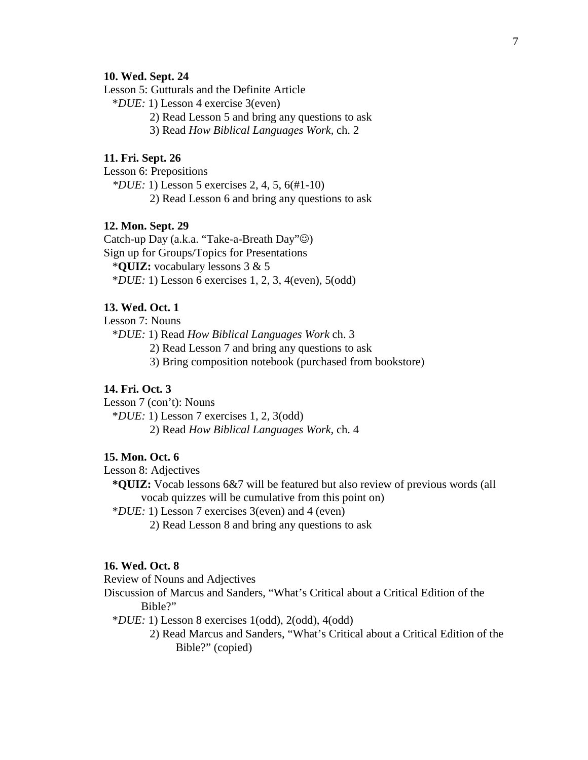**10. Wed. Sept. 24**

Lesson 5: Gutturals and the Definite Article

*DUE:* 1) Lesson 4 exercise 3(even)
2) Read Lesson 5 and bring any questions to ask
3) Read *How Biblical Languages Work*, ch. 2

**11. Fri. Sept. 26**

Lesson 6: Prepositions

*DUE:* 1) Lesson 5 exercises 2, 4, 5, 6(#1-10)
2) Read Lesson 6 and bring any questions to ask

**12. Mon. Sept. 29**

Catch-up Day (a.k.a. "Take-a-Breath Day"☺)

Sign up for Groups/Topics for Presentations

***QUIZ:** vocabulary lessons 3 & 5

*DUE:* 1) Lesson 6 exercises 1, 2, 3, 4(even), 5(odd)

**13. Wed. Oct. 1**

Lesson 7: Nouns

*DUE:* 1) Read *How Biblical Languages Work* ch. 3
2) Read Lesson 7 and bring any questions to ask
3) Bring composition notebook (purchased from bookstore)

**14. Fri. Oct. 3**

Lesson 7 (con't): Nouns

*DUE:* 1) Lesson 7 exercises 1, 2, 3(odd)
2) Read *How Biblical Languages Work*, ch. 4

**15. Mon. Oct. 6**

Lesson 8: Adjectives

***QUIZ:** Vocab lessons 6&7 will be featured but also review of previous words (all vocab quizzes will be cumulative from this point on)

*DUE:* 1) Lesson 7 exercises 3(even) and 4 (even)
2) Read Lesson 8 and bring any questions to ask

**16. Wed. Oct. 8**

Review of Nouns and Adjectives

Discussion of Marcus and Sanders, "What's Critical about a Critical Edition of the Bible?"

*DUE:* 1) Lesson 8 exercises 1(odd), 2(odd), 4(odd)
2) Read Marcus and Sanders, "What's Critical about a Critical Edition of the Bible?" (copied)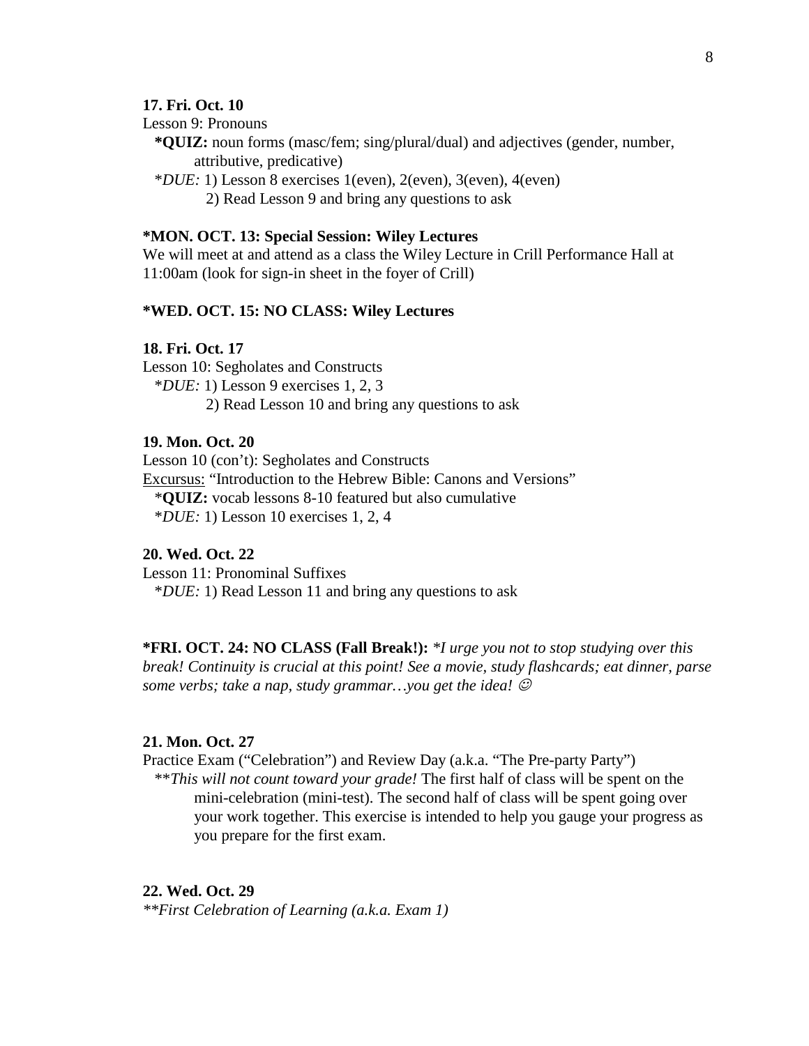**17. Fri. Oct. 10**

Lesson 9: Pronouns

**\*QUIZ:** noun forms (masc/fem; sing/plural/dual) and adjectives (gender, number, attributive, predicative)

\**DUE:* 1) Lesson 8 exercises 1(even), 2(even), 3(even), 4(even)

2) Read Lesson 9 and bring any questions to ask

**\*MON. OCT. 13: Special Session: Wiley Lectures**

We will meet at and attend as a class the Wiley Lecture in Crill Performance Hall at 11:00am (look for sign-in sheet in the foyer of Crill)

**\*WED. OCT. 15: NO CLASS: Wiley Lectures**

**18. Fri. Oct. 17**

Lesson 10: Segholates and Constructs

\**DUE:* 1) Lesson 9 exercises 1, 2, 3

2) Read Lesson 10 and bring any questions to ask

**19. Mon. Oct. 20**

Lesson 10 (con't): Segholates and Constructs

<u>Excursus:</u> "Introduction to the Hebrew Bible: Canons and Versions"

\***QUIZ:** vocab lessons 8-10 featured but also cumulative

\**DUE:* 1) Lesson 10 exercises 1, 2, 4

**20. Wed. Oct. 22**

Lesson 11: Pronominal Suffixes

\**DUE:* 1) Read Lesson 11 and bring any questions to ask

**\*FRI. OCT. 24: NO CLASS (Fall Break!):** *\*I urge you not to stop studying over this break! Continuity is crucial at this point! See a movie, study flashcards; eat dinner, parse some verbs; take a nap, study grammar…you get the idea! ☺*

**21. Mon. Oct. 27**

Practice Exam ("Celebration") and Review Day (a.k.a. "The Pre-party Party")

\*\**This will not count toward your grade!* The first half of class will be spent on the mini-celebration (mini-test). The second half of class will be spent going over your work together. This exercise is intended to help you gauge your progress as you prepare for the first exam.

**22. Wed. Oct. 29**

*\*\*First Celebration of Learning (a.k.a. Exam 1)*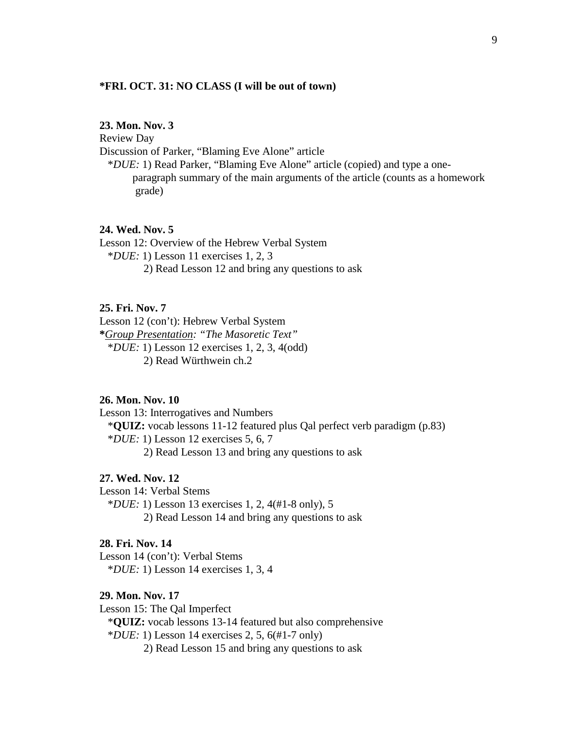**\*FRI. OCT. 31: NO CLASS (I will be out of town)**

**23. Mon. Nov. 3**

Review Day

Discussion of Parker, "Blaming Eve Alone" article

\**DUE:* 1) Read Parker, "Blaming Eve Alone" article (copied) and type a one-paragraph summary of the main arguments of the article (counts as a homework grade)

**24. Wed. Nov. 5**

Lesson 12: Overview of the Hebrew Verbal System

\**DUE:* 1) Lesson 11 exercises 1, 2, 3

2) Read Lesson 12 and bring any questions to ask

**25. Fri. Nov. 7**

Lesson 12 (con't): Hebrew Verbal System

**\***<u>*Group Presentation*</u>*: "The Masoretic Text"*

\**DUE:* 1) Lesson 12 exercises 1, 2, 3, 4(odd)

2) Read Würthwein ch.2

**26. Mon. Nov. 10**

Lesson 13: Interrogatives and Numbers

\***QUIZ:** vocab lessons 11-12 featured plus Qal perfect verb paradigm (p.83)

\**DUE:* 1) Lesson 12 exercises 5, 6, 7

2) Read Lesson 13 and bring any questions to ask

**27. Wed. Nov. 12**

Lesson 14: Verbal Stems

\**DUE:* 1) Lesson 13 exercises 1, 2, 4(#1-8 only), 5

2) Read Lesson 14 and bring any questions to ask

**28. Fri. Nov. 14**

Lesson 14 (con't): Verbal Stems

\**DUE:* 1) Lesson 14 exercises 1, 3, 4

**29. Mon. Nov. 17**

Lesson 15: The Qal Imperfect

\***QUIZ:** vocab lessons 13-14 featured but also comprehensive

\**DUE:* 1) Lesson 14 exercises 2, 5, 6(#1-7 only)

2) Read Lesson 15 and bring any questions to ask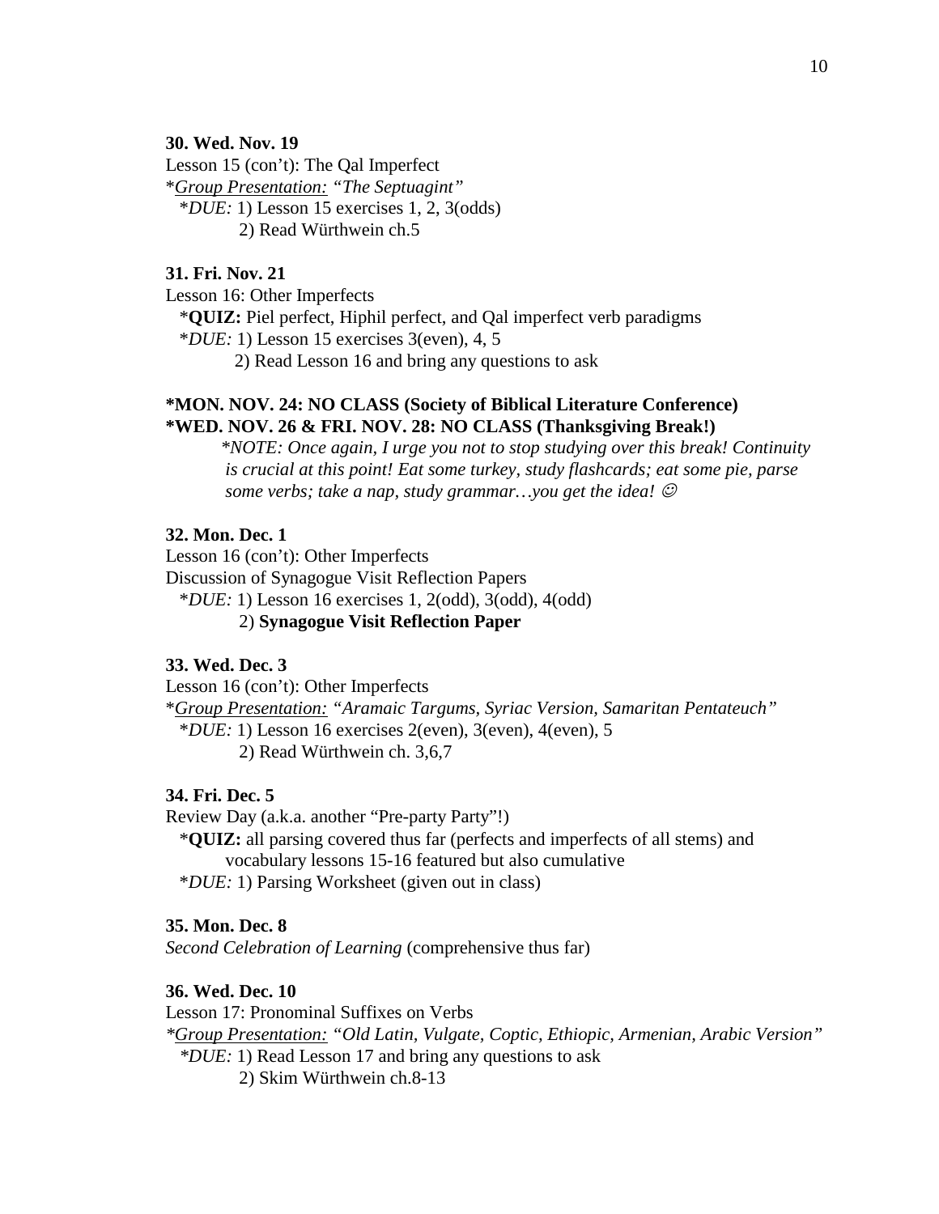**30. Wed. Nov. 19**

Lesson 15 (con't): The Qal Imperfect

*Group Presentation:* *"The Septuagint"*

*DUE:* 1) Lesson 15 exercises 1, 2, 3(odds)

2) Read Würthwein ch.5

**31. Fri. Nov. 21**

Lesson 16: Other Imperfects

*QUIZ:* Piel perfect, Hiphil perfect, and Qal imperfect verb paradigms

*DUE:* 1) Lesson 15 exercises 3(even), 4, 5

2) Read Lesson 16 and bring any questions to ask

**\*MON. NOV. 24: NO CLASS (Society of Biblical Literature Conference)**
**\*WED. NOV. 26 & FRI. NOV. 28: NO CLASS (Thanksgiving Break!)**

*\*NOTE: Once again, I urge you not to stop studying over this break! Continuity is crucial at this point! Eat some turkey, study flashcards; eat some pie, parse some verbs; take a nap, study grammar…you get the idea!* ☺

**32. Mon. Dec. 1**

Lesson 16 (con't): Other Imperfects

Discussion of Synagogue Visit Reflection Papers

*DUE:* 1) Lesson 16 exercises 1, 2(odd), 3(odd), 4(odd)

2) **Synagogue Visit Reflection Paper**

**33. Wed. Dec. 3**

Lesson 16 (con't): Other Imperfects

*Group Presentation:* *"Aramaic Targums, Syriac Version, Samaritan Pentateuch"*

*DUE:* 1) Lesson 16 exercises 2(even), 3(even), 4(even), 5

2) Read Würthwein ch. 3,6,7

**34. Fri. Dec. 5**

Review Day (a.k.a. another "Pre-party Party"!)

*QUIZ:* all parsing covered thus far (perfects and imperfects of all stems) and vocabulary lessons 15-16 featured but also cumulative

*DUE:* 1) Parsing Worksheet (given out in class)

**35. Mon. Dec. 8**

*Second Celebration of Learning* (comprehensive thus far)

**36. Wed. Dec. 10**

Lesson 17: Pronominal Suffixes on Verbs

*Group Presentation:* *"Old Latin, Vulgate, Coptic, Ethiopic, Armenian, Arabic Version"*

*DUE:* 1) Read Lesson 17 and bring any questions to ask

2) Skim Würthwein ch.8-13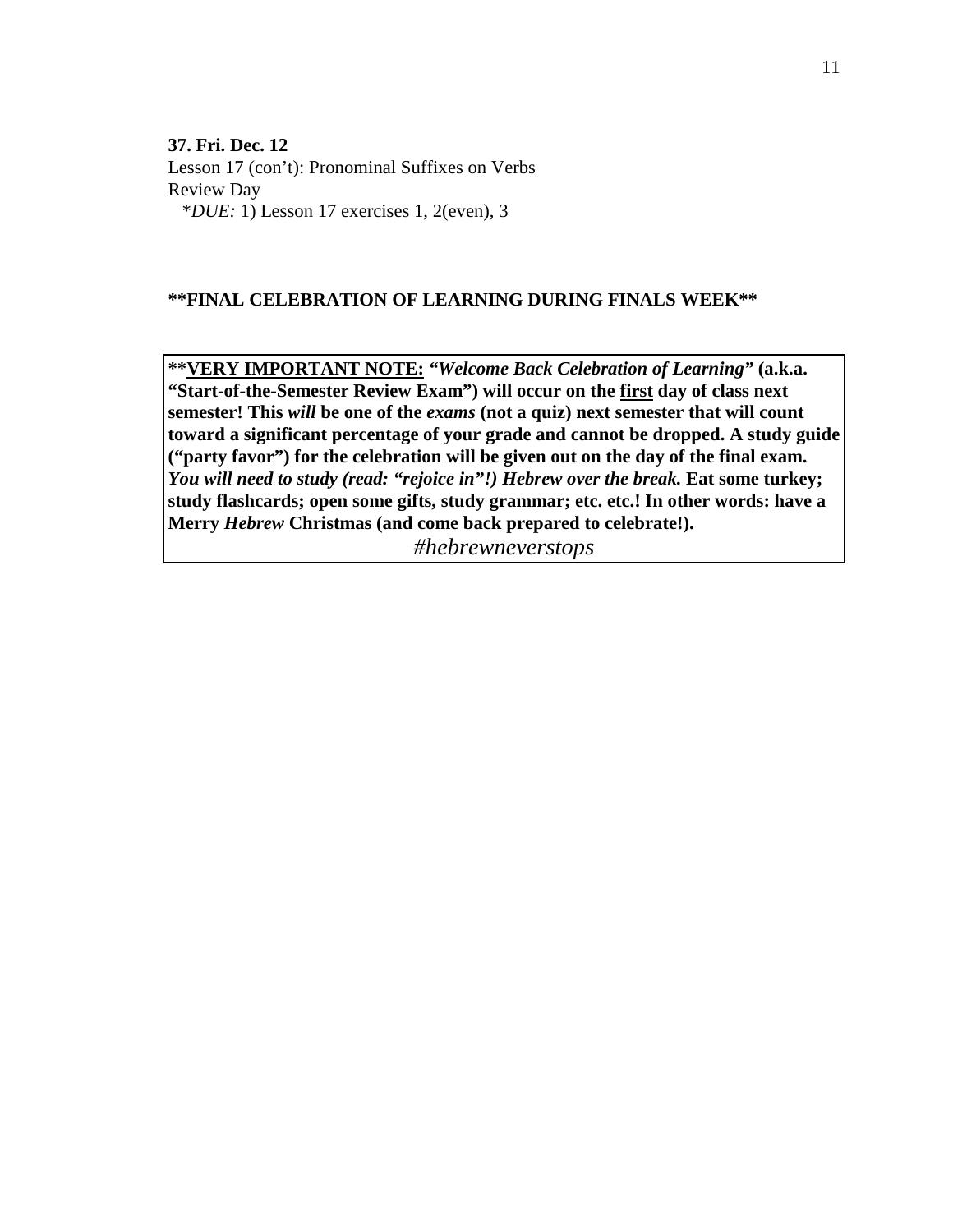**37. Fri. Dec. 12**
Lesson 17 (con't): Pronominal Suffixes on Verbs
Review Day
*\*DUE:* 1) Lesson 17 exercises 1, 2(even), 3

**\*\*FINAL CELEBRATION OF LEARNING DURING FINALS WEEK\*\***

**\*\*<u>VERY IMPORTANT NOTE:</u> *"Welcome Back Celebration of Learning"* (a.k.a. "Start-of-the-Semester Review Exam") will occur on the <u>first</u> day of class next semester! This *will* be one of the *exams* (not a quiz) next semester that will count toward a significant percentage of your grade and cannot be dropped. A study guide ("party favor") for the celebration will be given out on the day of the final exam. *You will need to study (read: "rejoice in"!) Hebrew over the break.* Eat some turkey; study flashcards; open some gifts, study grammar; etc. etc.! In other words: have a Merry *Hebrew* Christmas (and come back prepared to celebrate!).**

*#hebrewneverstops*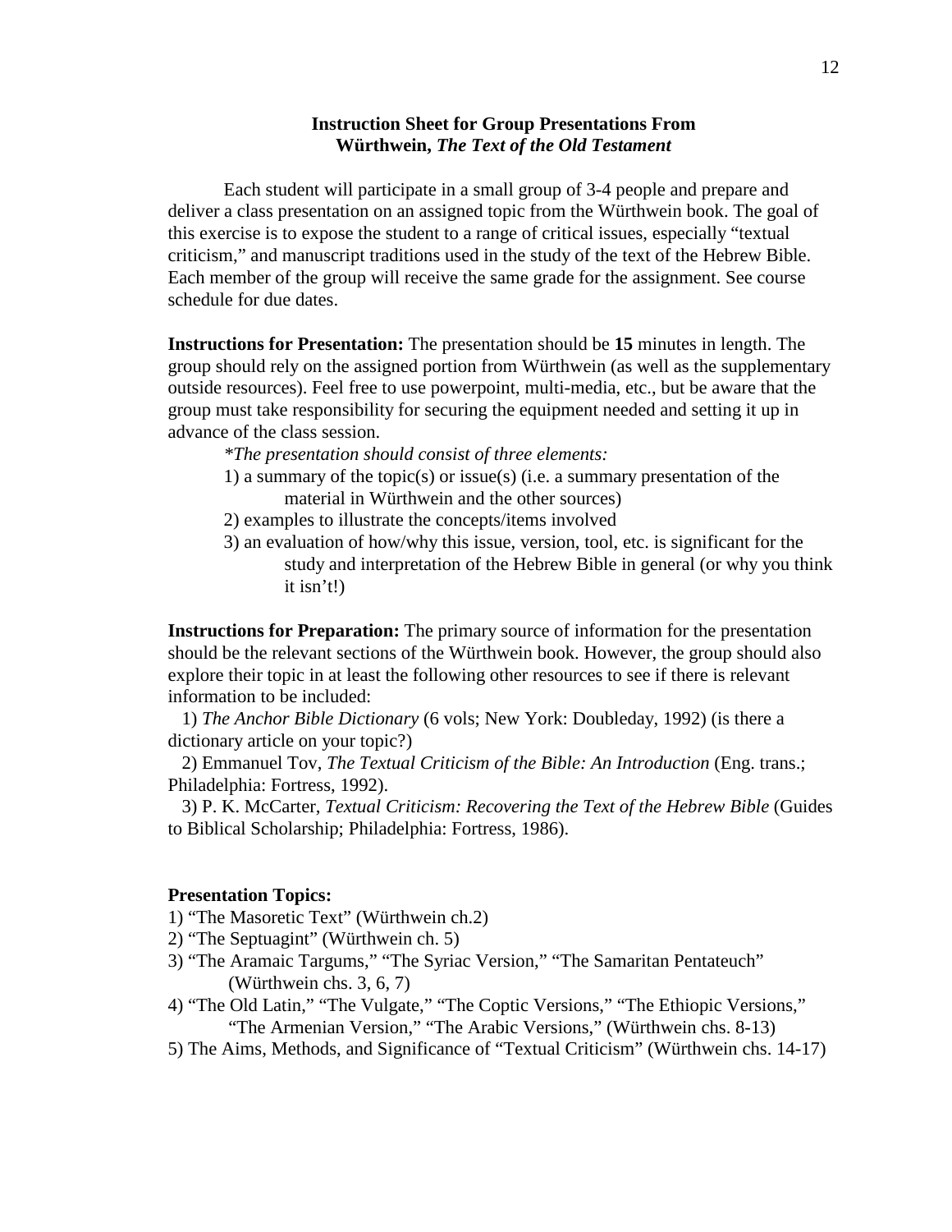## Instruction Sheet for Group Presentations From Würthwein, *The Text of the Old Testament*

Each student will participate in a small group of 3-4 people and prepare and deliver a class presentation on an assigned topic from the Würthwein book. The goal of this exercise is to expose the student to a range of critical issues, especially "textual criticism," and manuscript traditions used in the study of the text of the Hebrew Bible. Each member of the group will receive the same grade for the assignment. See course schedule for due dates.

**Instructions for Presentation:** The presentation should be **15** minutes in length. The group should rely on the assigned portion from Würthwein (as well as the supplementary outside resources). Feel free to use powerpoint, multi-media, etc., but be aware that the group must take responsibility for securing the equipment needed and setting it up in advance of the class session.

*\*The presentation should consist of three elements:*

1) a summary of the topic(s) or issue(s) (i.e. a summary presentation of the material in Würthwein and the other sources)
2) examples to illustrate the concepts/items involved
3) an evaluation of how/why this issue, version, tool, etc. is significant for the study and interpretation of the Hebrew Bible in general (or why you think it isn't!)

**Instructions for Preparation:** The primary source of information for the presentation should be the relevant sections of the Würthwein book. However, the group should also explore their topic in at least the following other resources to see if there is relevant information to be included:

1) *The Anchor Bible Dictionary* (6 vols; New York: Doubleday, 1992) (is there a dictionary article on your topic?)

2) Emmanuel Tov, *The Textual Criticism of the Bible: An Introduction* (Eng. trans.; Philadelphia: Fortress, 1992).

3) P. K. McCarter, *Textual Criticism: Recovering the Text of the Hebrew Bible* (Guides to Biblical Scholarship; Philadelphia: Fortress, 1986).

**Presentation Topics:**

1) "The Masoretic Text" (Würthwein ch.2)
2) "The Septuagint" (Würthwein ch. 5)
3) "The Aramaic Targums," "The Syriac Version," "The Samaritan Pentateuch" (Würthwein chs. 3, 6, 7)
4) "The Old Latin," "The Vulgate," "The Coptic Versions," "The Ethiopic Versions," "The Armenian Version," "The Arabic Versions," (Würthwein chs. 8-13)
5) The Aims, Methods, and Significance of "Textual Criticism" (Würthwein chs. 14-17)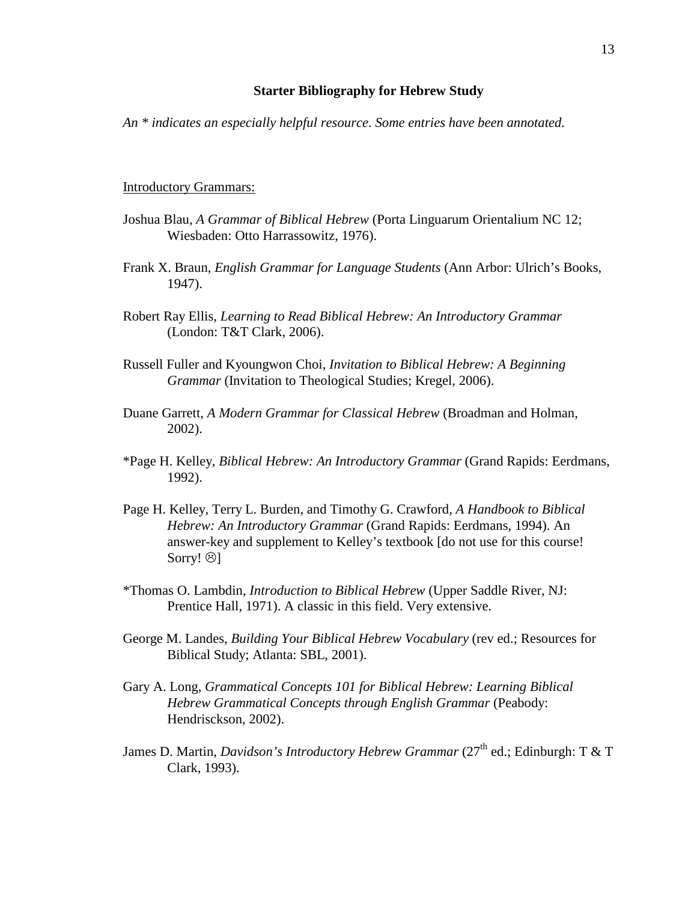**Starter Bibliography for Hebrew Study**

*An * indicates an especially helpful resource. Some entries have been annotated.*

<u>Introductory Grammars:</u>

Joshua Blau, *A Grammar of Biblical Hebrew* (Porta Linguarum Orientalium NC 12; Wiesbaden: Otto Harrassowitz, 1976).

Frank X. Braun, *English Grammar for Language Students* (Ann Arbor: Ulrich's Books, 1947).

Robert Ray Ellis, *Learning to Read Biblical Hebrew: An Introductory Grammar* (London: T&T Clark, 2006).

Russell Fuller and Kyoungwon Choi, *Invitation to Biblical Hebrew: A Beginning Grammar* (Invitation to Theological Studies; Kregel, 2006).

Duane Garrett, *A Modern Grammar for Classical Hebrew* (Broadman and Holman, 2002).

*Page H. Kelley, *Biblical Hebrew: An Introductory Grammar* (Grand Rapids: Eerdmans, 1992).

Page H. Kelley, Terry L. Burden, and Timothy G. Crawford, *A Handbook to Biblical Hebrew: An Introductory Grammar* (Grand Rapids: Eerdmans, 1994). An answer-key and supplement to Kelley's textbook [do not use for this course! Sorry! ☹]

*Thomas O. Lambdin, *Introduction to Biblical Hebrew* (Upper Saddle River, NJ: Prentice Hall, 1971). A classic in this field. Very extensive.

George M. Landes, *Building Your Biblical Hebrew Vocabulary* (rev ed.; Resources for Biblical Study; Atlanta: SBL, 2001).

Gary A. Long, *Grammatical Concepts 101 for Biblical Hebrew: Learning Biblical Hebrew Grammatical Concepts through English Grammar* (Peabody: Hendrisckson, 2002).

James D. Martin, *Davidson's Introductory Hebrew Grammar* (27th ed.; Edinburgh: T & T Clark, 1993).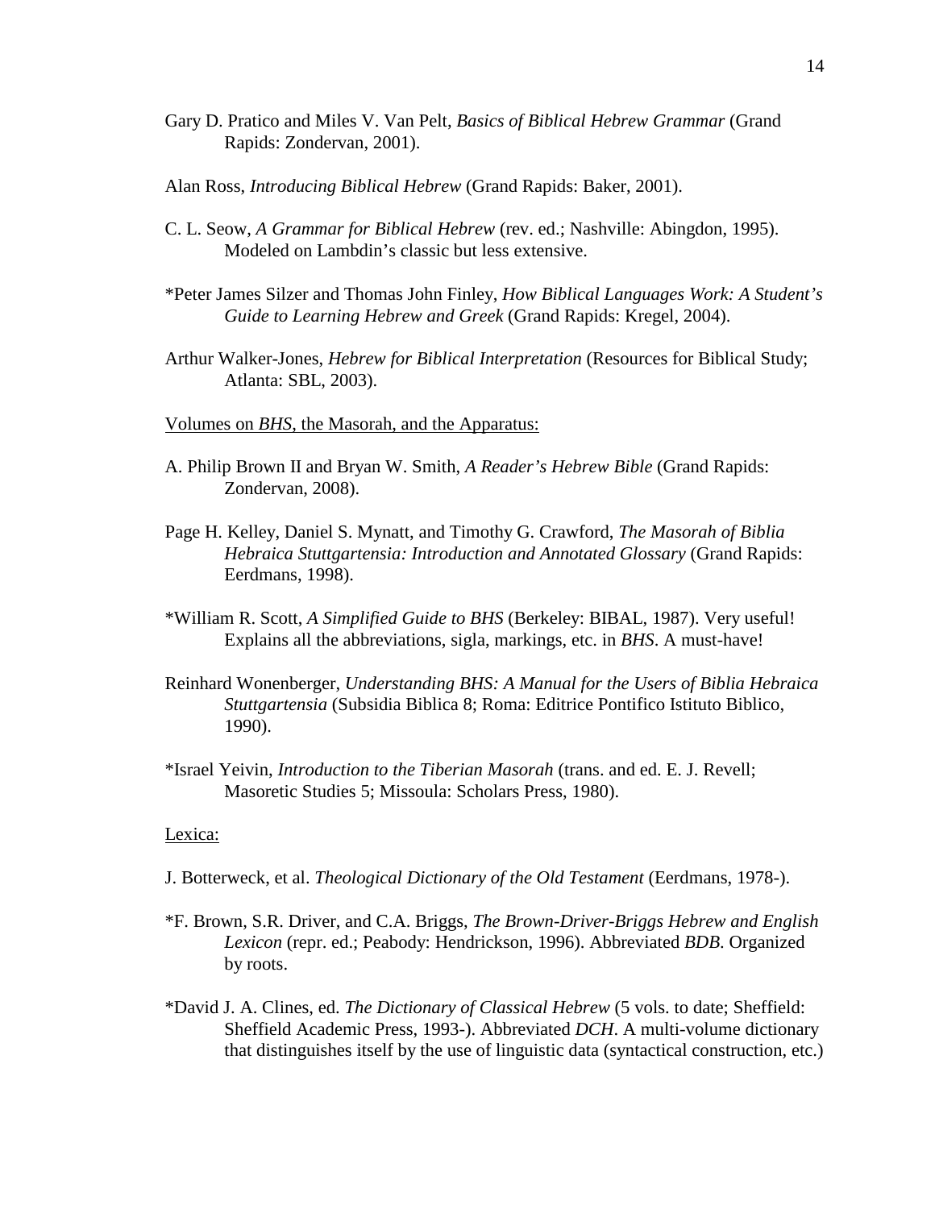Gary D. Pratico and Miles V. Van Pelt, *Basics of Biblical Hebrew Grammar* (Grand Rapids: Zondervan, 2001).

Alan Ross, *Introducing Biblical Hebrew* (Grand Rapids: Baker, 2001).

C. L. Seow, *A Grammar for Biblical Hebrew* (rev. ed.; Nashville: Abingdon, 1995). Modeled on Lambdin's classic but less extensive.

*Peter James Silzer and Thomas John Finley, *How Biblical Languages Work: A Student's Guide to Learning Hebrew and Greek* (Grand Rapids: Kregel, 2004).

Arthur Walker-Jones, *Hebrew for Biblical Interpretation* (Resources for Biblical Study; Atlanta: SBL, 2003).

<u>Volumes on *BHS*, the Masorah, and the Apparatus:</u>

A. Philip Brown II and Bryan W. Smith, *A Reader's Hebrew Bible* (Grand Rapids: Zondervan, 2008).

Page H. Kelley, Daniel S. Mynatt, and Timothy G. Crawford, *The Masorah of Biblia Hebraica Stuttgartensia: Introduction and Annotated Glossary* (Grand Rapids: Eerdmans, 1998).

*William R. Scott, *A Simplified Guide to BHS* (Berkeley: BIBAL, 1987). Very useful! Explains all the abbreviations, sigla, markings, etc. in *BHS*. A must-have!

Reinhard Wonenberger, *Understanding BHS: A Manual for the Users of Biblia Hebraica Stuttgartensia* (Subsidia Biblica 8; Roma: Editrice Pontifico Istituto Biblico, 1990).

*Israel Yeivin, *Introduction to the Tiberian Masorah* (trans. and ed. E. J. Revell; Masoretic Studies 5; Missoula: Scholars Press, 1980).

<u>Lexica:</u>

J. Botterweck, et al. *Theological Dictionary of the Old Testament* (Eerdmans, 1978-).

*F. Brown, S.R. Driver, and C.A. Briggs, *The Brown-Driver-Briggs Hebrew and English Lexicon* (repr. ed.; Peabody: Hendrickson, 1996). Abbreviated *BDB*. Organized by roots.

*David J. A. Clines, ed. *The Dictionary of Classical Hebrew* (5 vols. to date; Sheffield: Sheffield Academic Press, 1993-). Abbreviated *DCH*. A multi-volume dictionary that distinguishes itself by the use of linguistic data (syntactical construction, etc.)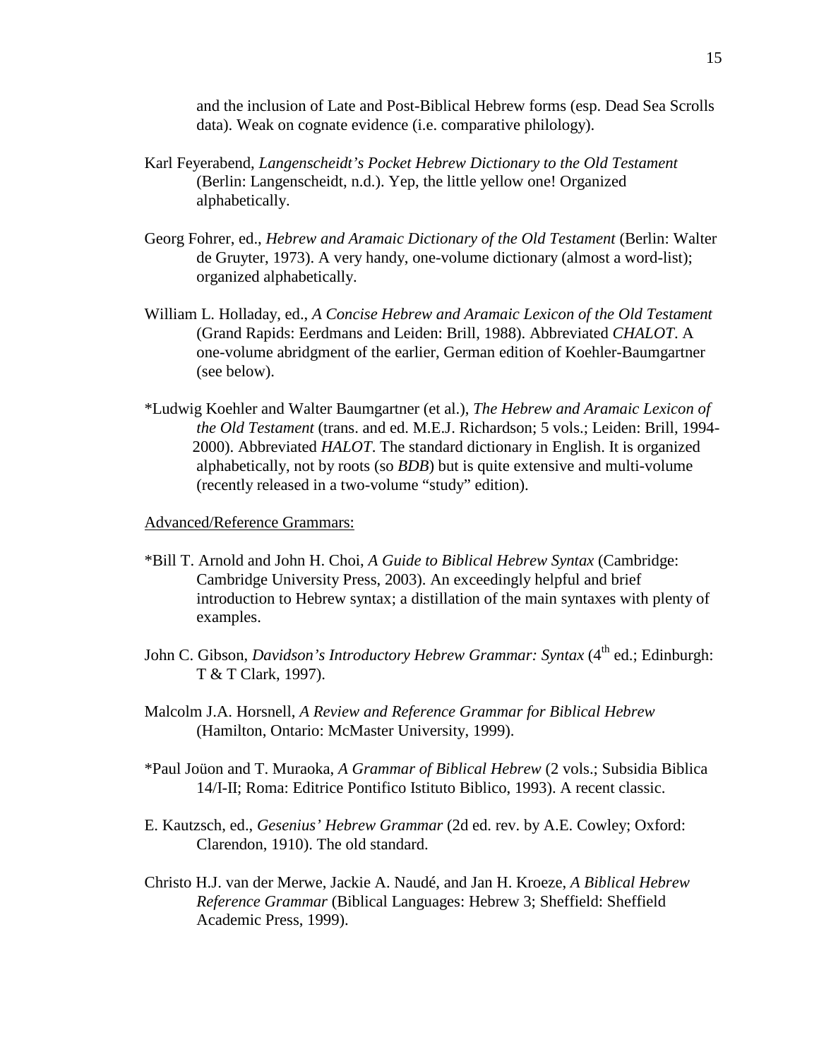and the inclusion of Late and Post-Biblical Hebrew forms (esp. Dead Sea Scrolls data). Weak on cognate evidence (i.e. comparative philology).

Karl Feyerabend, *Langenscheidt's Pocket Hebrew Dictionary to the Old Testament* (Berlin: Langenscheidt, n.d.). Yep, the little yellow one! Organized alphabetically.

Georg Fohrer, ed., *Hebrew and Aramaic Dictionary of the Old Testament* (Berlin: Walter de Gruyter, 1973). A very handy, one-volume dictionary (almost a word-list); organized alphabetically.

William L. Holladay, ed., *A Concise Hebrew and Aramaic Lexicon of the Old Testament* (Grand Rapids: Eerdmans and Leiden: Brill, 1988). Abbreviated *CHALOT*. A one-volume abridgment of the earlier, German edition of Koehler-Baumgartner (see below).

*Ludwig Koehler and Walter Baumgartner (et al.), *The Hebrew and Aramaic Lexicon of the Old Testament* (trans. and ed. M.E.J. Richardson; 5 vols.; Leiden: Brill, 1994-2000). Abbreviated *HALOT*. The standard dictionary in English. It is organized alphabetically, not by roots (so *BDB*) but is quite extensive and multi-volume (recently released in a two-volume "study" edition).

<u>Advanced/Reference Grammars:</u>

*Bill T. Arnold and John H. Choi, *A Guide to Biblical Hebrew Syntax* (Cambridge: Cambridge University Press, 2003). An exceedingly helpful and brief introduction to Hebrew syntax; a distillation of the main syntaxes with plenty of examples.

John C. Gibson, *Davidson's Introductory Hebrew Grammar: Syntax* (4th ed.; Edinburgh: T & T Clark, 1997).

Malcolm J.A. Horsnell, *A Review and Reference Grammar for Biblical Hebrew* (Hamilton, Ontario: McMaster University, 1999).

*Paul Joüon and T. Muraoka, *A Grammar of Biblical Hebrew* (2 vols.; Subsidia Biblica 14/I-II; Roma: Editrice Pontifico Istituto Biblico, 1993). A recent classic.

E. Kautzsch, ed., *Gesenius' Hebrew Grammar* (2d ed. rev. by A.E. Cowley; Oxford: Clarendon, 1910). The old standard.

Christo H.J. van der Merwe, Jackie A. Naudé, and Jan H. Kroeze, *A Biblical Hebrew Reference Grammar* (Biblical Languages: Hebrew 3; Sheffield: Sheffield Academic Press, 1999).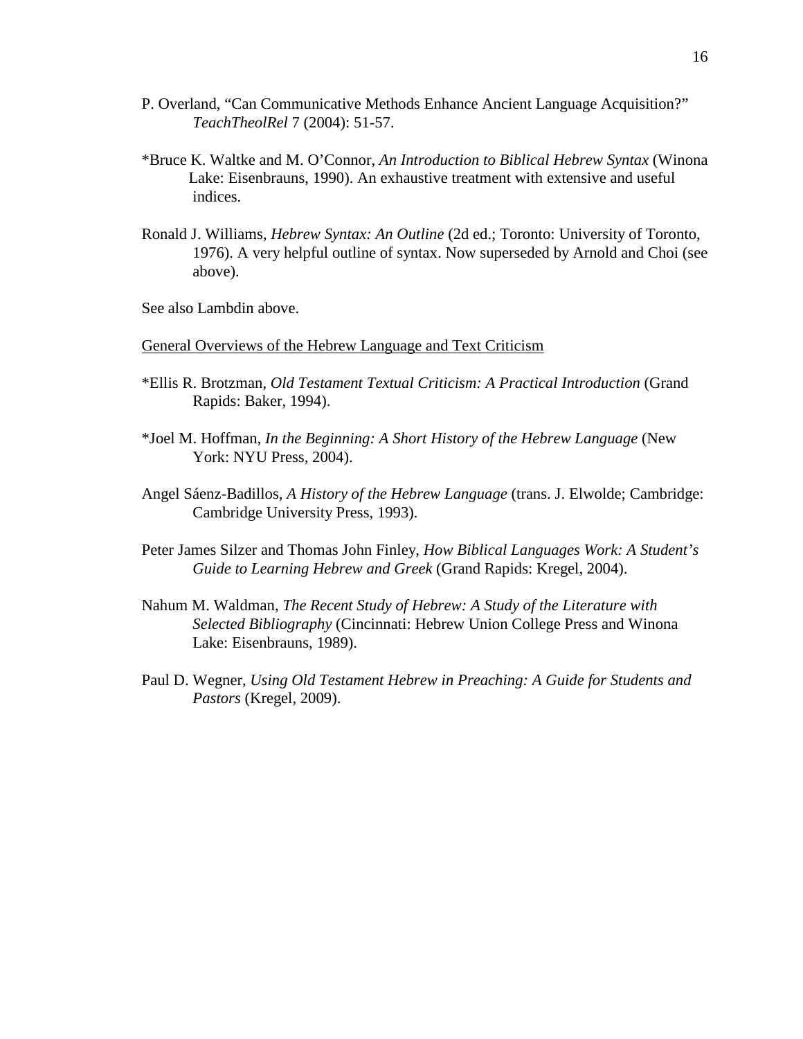P. Overland, "Can Communicative Methods Enhance Ancient Language Acquisition?" *TeachTheolRel* 7 (2004): 51-57.

*Bruce K. Waltke and M. O'Connor, *An Introduction to Biblical Hebrew Syntax* (Winona Lake: Eisenbrauns, 1990). An exhaustive treatment with extensive and useful indices.

Ronald J. Williams, *Hebrew Syntax: An Outline* (2d ed.; Toronto: University of Toronto, 1976). A very helpful outline of syntax. Now superseded by Arnold and Choi (see above).

See also Lambdin above.

<u>General Overviews of the Hebrew Language and Text Criticism</u>

*Ellis R. Brotzman, *Old Testament Textual Criticism: A Practical Introduction* (Grand Rapids: Baker, 1994).

*Joel M. Hoffman, *In the Beginning: A Short History of the Hebrew Language* (New York: NYU Press, 2004).

Angel Sáenz-Badillos, *A History of the Hebrew Language* (trans. J. Elwolde; Cambridge: Cambridge University Press, 1993).

Peter James Silzer and Thomas John Finley, *How Biblical Languages Work: A Student's Guide to Learning Hebrew and Greek* (Grand Rapids: Kregel, 2004).

Nahum M. Waldman, *The Recent Study of Hebrew: A Study of the Literature with Selected Bibliography* (Cincinnati: Hebrew Union College Press and Winona Lake: Eisenbrauns, 1989).

Paul D. Wegner, *Using Old Testament Hebrew in Preaching: A Guide for Students and Pastors* (Kregel, 2009).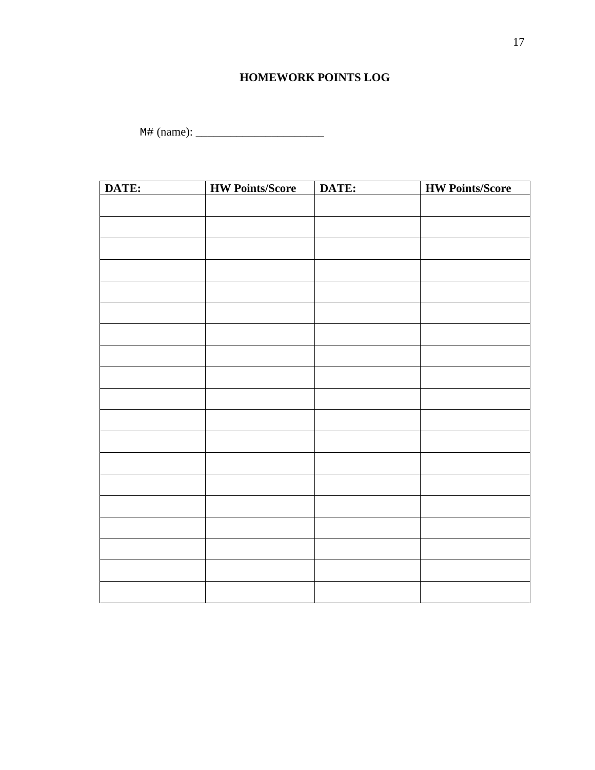**HOMEWORK POINTS LOG**

M# (name): _______________________

| DATE: | HW Points/Score | DATE: | HW Points/Score |
|---|---|---|---|
| | | | |
| | | | |
| | | | |
| | | | |
| | | | |
| | | | |
| | | | |
| | | | |
| | | | |
| | | | |
| | | | |
| | | | |
| | | | |
| | | | |
| | | | |
| | | | |
| | | | |
| | | | |
| | | | |